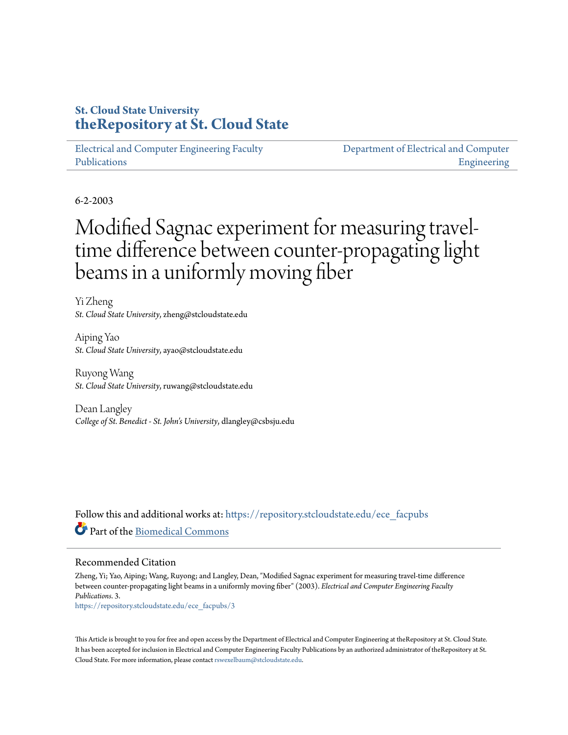**St. Cloud State University**
**theRepository at St. Cloud State**

Electrical and Computer Engineering Faculty Publications | Department of Electrical and Computer Engineering

6-2-2003

# Modified Sagnac experiment for measuring travel-time difference between counter-propagating light beams in a uniformly moving fiber

Yi Zheng
*St. Cloud State University*, zheng@stcloudstate.edu

Aiping Yao
*St. Cloud State University*, ayao@stcloudstate.edu

Ruyong Wang
*St. Cloud State University*, ruwang@stcloudstate.edu

Dean Langley
*College of St. Benedict - St. John's University*, dlangley@csbsju.edu

Follow this and additional works at: https://repository.stcloudstate.edu/ece_facpubs

Part of the Biomedical Commons

## Recommended Citation

Zheng, Yi; Yao, Aiping; Wang, Ruyong; and Langley, Dean, "Modified Sagnac experiment for measuring travel-time difference between counter-propagating light beams in a uniformly moving fiber" (2003). *Electrical and Computer Engineering Faculty Publications*. 3.
https://repository.stcloudstate.edu/ece_facpubs/3

This Article is brought to you for free and open access by the Department of Electrical and Computer Engineering at theRepository at St. Cloud State. It has been accepted for inclusion in Electrical and Computer Engineering Faculty Publications by an authorized administrator of theRepository at St. Cloud State. For more information, please contact rswexelbaum@stcloudstate.edu.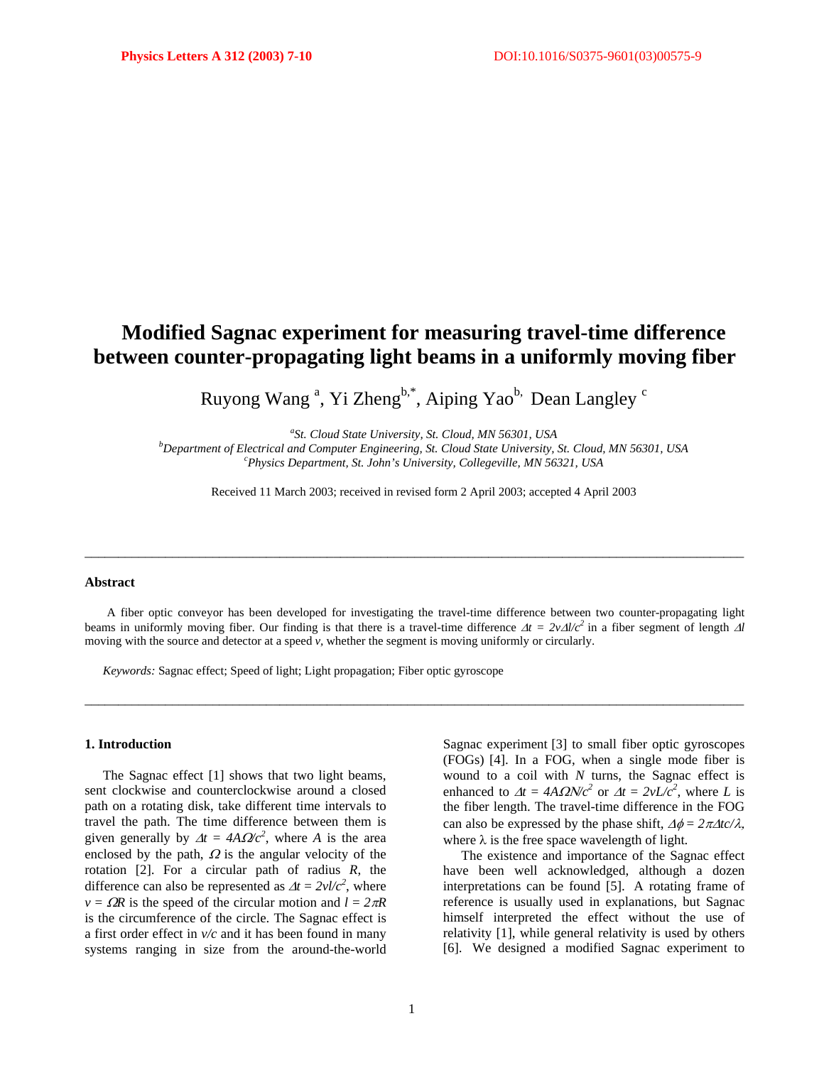# Modified Sagnac experiment for measuring travel-time difference between counter-propagating light beams in a uniformly moving fiber

Ruyong Wang [a], Yi Zheng[b,*], Aiping Yao[b], Dean Langley [c]

[a] *St. Cloud State University, St. Cloud, MN 56301, USA*
[b] *Department of Electrical and Computer Engineering, St. Cloud State University, St. Cloud, MN 56301, USA*
[c] *Physics Department, St. John's University, Collegeville, MN 56321, USA*

Received 11 March 2003; received in revised form 2 April 2003; accepted 4 April 2003

---

## Abstract

A fiber optic conveyor has been developed for investigating the travel-time difference between two counter-propagating light beams in uniformly moving fiber. Our finding is that there is a travel-time difference $\Delta t = 2v\Delta l/c^2$ in a fiber segment of length $\Delta l$ moving with the source and detector at a speed $v$, whether the segment is moving uniformly or circularly.

*Keywords:* Sagnac effect; Speed of light; Light propagation; Fiber optic gyroscope

---

## 1. Introduction

The Sagnac effect [1] shows that two light beams, sent clockwise and counterclockwise around a closed path on a rotating disk, take different time intervals to travel the path. The time difference between them is given generally by $\Delta t = 4A\Omega/c^2$, where $A$ is the area enclosed by the path, $\Omega$ is the angular velocity of the rotation [2]. For a circular path of radius $R$, the difference can also be represented as $\Delta t = 2vl/c^2$, where $v = \Omega R$ is the speed of the circular motion and $l = 2\pi R$ is the circumference of the circle. The Sagnac effect is a first order effect in $v/c$ and it has been found in many systems ranging in size from the around-the-world Sagnac experiment [3] to small fiber optic gyroscopes (FOGs) [4]. In a FOG, when a single mode fiber is wound to a coil with $N$ turns, the Sagnac effect is enhanced to $\Delta t = 4A\Omega N/c^2$ or $\Delta t = 2vL/c^2$, where $L$ is the fiber length. The travel-time difference in the FOG can also be expressed by the phase shift, $\Delta\phi = 2\pi\Delta tc/\lambda$, where $\lambda$ is the free space wavelength of light.

The existence and importance of the Sagnac effect have been well acknowledged, although a dozen interpretations can be found [5]. A rotating frame of reference is usually used in explanations, but Sagnac himself interpreted the effect without the use of relativity [1], while general relativity is used by others [6]. We designed a modified Sagnac experiment to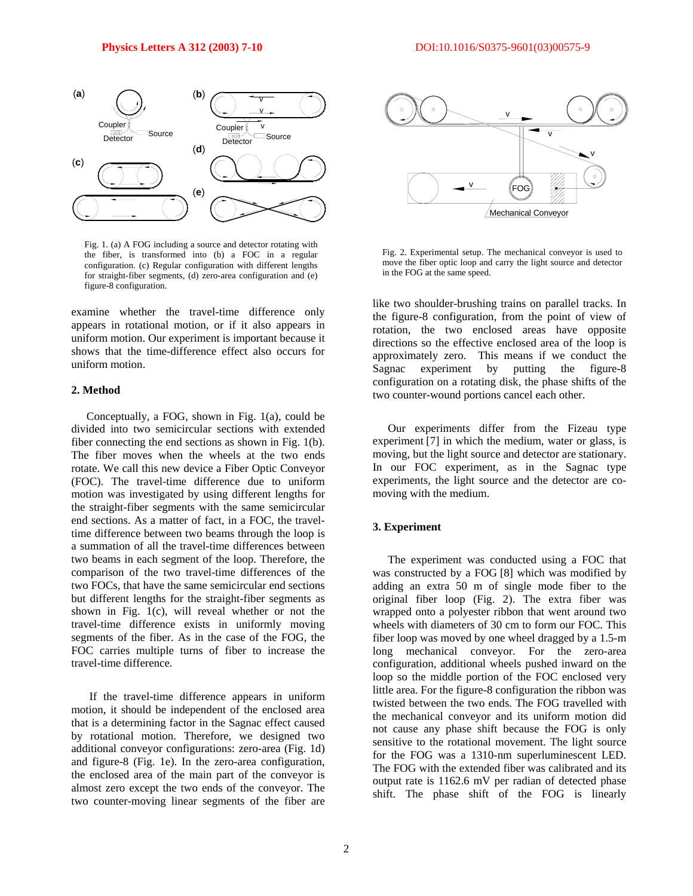Fig. 1. (a) A FOG including a source and detector rotating with the fiber, is transformed into (b) a FOC in a regular configuration. (c) Regular configuration with different lengths for straight-fiber segments, (d) zero-area configuration and (e) figure-8 configuration.

examine whether the travel-time difference only appears in rotational motion, or if it also appears in uniform motion. Our experiment is important because it shows that the time-difference effect also occurs for uniform motion.

## 2. Method

Conceptually, a FOG, shown in Fig. 1(a), could be divided into two semicircular sections with extended fiber connecting the end sections as shown in Fig. 1(b). The fiber moves when the wheels at the two ends rotate. We call this new device a Fiber Optic Conveyor (FOC). The travel-time difference due to uniform motion was investigated by using different lengths for the straight-fiber segments with the same semicircular end sections. As a matter of fact, in a FOC, the travel-time difference between two beams through the loop is a summation of all the travel-time differences between two beams in each segment of the loop. Therefore, the comparison of the two travel-time differences of the two FOCs, that have the same semicircular end sections but different lengths for the straight-fiber segments as shown in Fig. 1(c), will reveal whether or not the travel-time difference exists in uniformly moving segments of the fiber. As in the case of the FOG, the FOC carries multiple turns of fiber to increase the travel-time difference.

If the travel-time difference appears in uniform motion, it should be independent of the enclosed area that is a determining factor in the Sagnac effect caused by rotational motion. Therefore, we designed two additional conveyor configurations: zero-area (Fig. 1d) and figure-8 (Fig. 1e). In the zero-area configuration, the enclosed area of the main part of the conveyor is almost zero except the two ends of the conveyor. The two counter-moving linear segments of the fiber are like two shoulder-brushing trains on parallel tracks. In the figure-8 configuration, from the point of view of rotation, the two enclosed areas have opposite directions so the effective enclosed area of the loop is approximately zero. This means if we conduct the Sagnac experiment by putting the figure-8 configuration on a rotating disk, the phase shifts of the two counter-wound portions cancel each other.

Fig. 2. Experimental setup. The mechanical conveyor is used to move the fiber optic loop and carry the light source and detector in the FOG at the same speed.

Our experiments differ from the Fizeau type experiment [7] in which the medium, water or glass, is moving, but the light source and detector are stationary. In our FOC experiment, as in the Sagnac type experiments, the light source and the detector are co-moving with the medium.

## 3. Experiment

The experiment was conducted using a FOC that was constructed by a FOG [8] which was modified by adding an extra 50 m of single mode fiber to the original fiber loop (Fig. 2). The extra fiber was wrapped onto a polyester ribbon that went around two wheels with diameters of 30 cm to form our FOC. This fiber loop was moved by one wheel dragged by a 1.5-m long mechanical conveyor. For the zero-area configuration, additional wheels pushed inward on the loop so the middle portion of the FOC enclosed very little area. For the figure-8 configuration the ribbon was twisted between the two ends. The FOG travelled with the mechanical conveyor and its uniform motion did not cause any phase shift because the FOG is only sensitive to the rotational movement. The light source for the FOG was a 1310-nm superluminescent LED. The FOG with the extended fiber was calibrated and its output rate is 1162.6 mV per radian of detected phase shift. The phase shift of the FOG is linearly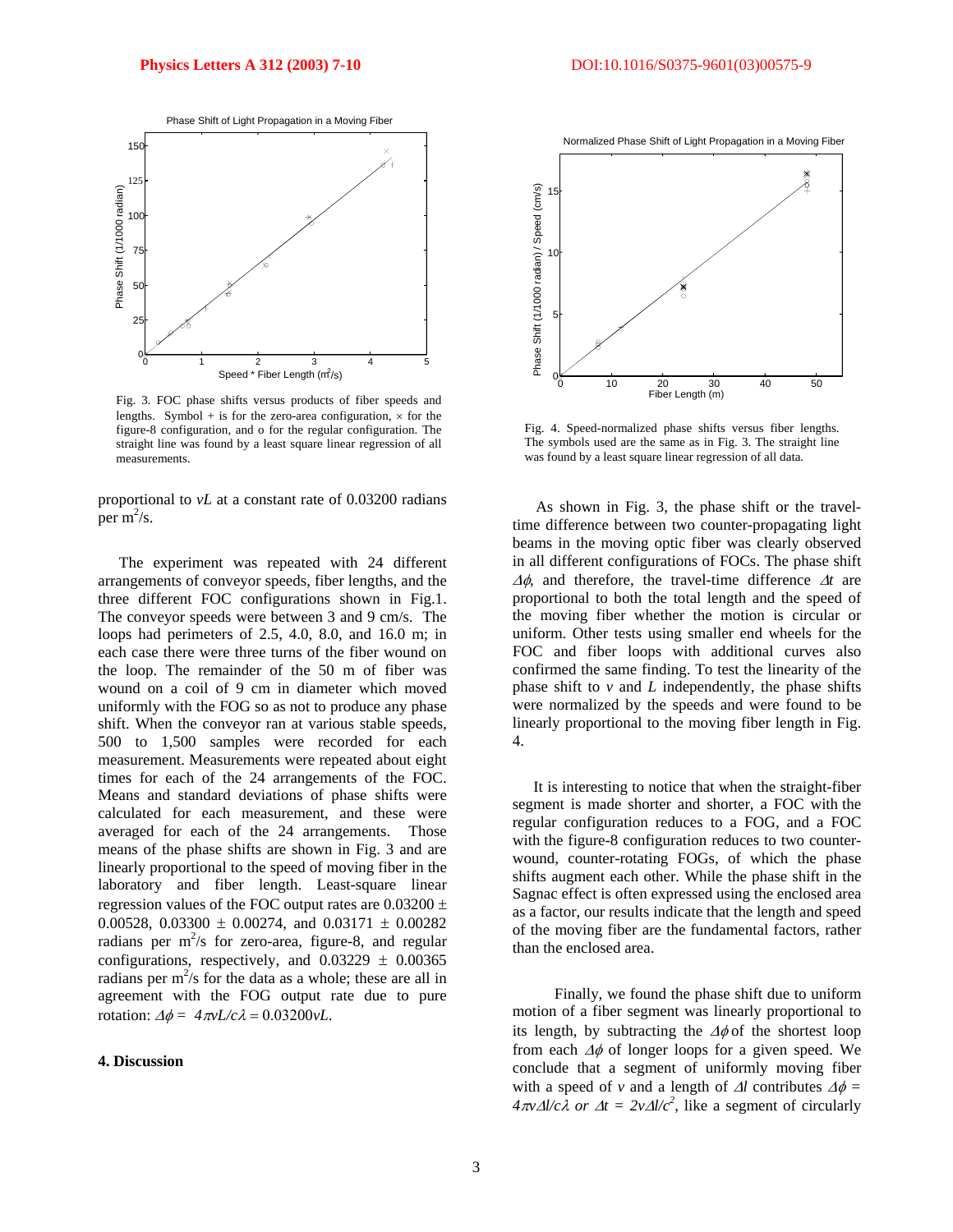Fig. 3. FOC phase shifts versus products of fiber speeds and lengths. Symbol + is for the zero-area configuration, × for the figure-8 configuration, and o for the regular configuration. The straight line was found by a least square linear regression of all measurements.

Fig. 4. Speed-normalized phase shifts versus fiber lengths. The symbols used are the same as in Fig. 3. The straight line was found by a least square linear regression of all data.

proportional to $vL$ at a constant rate of 0.03200 radians per $m^2$/s.

The experiment was repeated with 24 different arrangements of conveyor speeds, fiber lengths, and the three different FOC configurations shown in Fig.1. The conveyor speeds were between 3 and 9 cm/s. The loops had perimeters of 2.5, 4.0, 8.0, and 16.0 m; in each case there were three turns of the fiber wound on the loop. The remainder of the 50 m of fiber was wound on a coil of 9 cm in diameter which moved uniformly with the FOG so as not to produce any phase shift. When the conveyor ran at various stable speeds, 500 to 1,500 samples were recorded for each measurement. Measurements were repeated about eight times for each of the 24 arrangements of the FOC. Means and standard deviations of phase shifts were calculated for each measurement, and these were averaged for each of the 24 arrangements. Those means of the phase shifts are shown in Fig. 3 and are linearly proportional to the speed of moving fiber in the laboratory and fiber length. Least-square linear regression values of the FOC output rates are 0.03200 ± 0.00528, 0.03300 ± 0.00274, and 0.03171 ± 0.00282 radians per $m^2$/s for zero-area, figure-8, and regular configurations, respectively, and 0.03229 ± 0.00365 radians per $m^2$/s for the data as a whole; these are all in agreement with the FOG output rate due to pure rotation: $\Delta\phi = 4\pi vL/c\lambda = 0.03200vL$.

## 4. Discussion

As shown in Fig. 3, the phase shift or the travel-time difference between two counter-propagating light beams in the moving optic fiber was clearly observed in all different configurations of FOCs. The phase shift $\Delta\phi$, and therefore, the travel-time difference $\Delta t$ are proportional to both the total length and the speed of the moving fiber whether the motion is circular or uniform. Other tests using smaller end wheels for the FOC and fiber loops with additional curves also confirmed the same finding. To test the linearity of the phase shift to $v$ and $L$ independently, the phase shifts were normalized by the speeds and were found to be linearly proportional to the moving fiber length in Fig. 4.

It is interesting to notice that when the straight-fiber segment is made shorter and shorter, a FOC with the regular configuration reduces to a FOG, and a FOC with the figure-8 configuration reduces to two counter-wound, counter-rotating FOGs, of which the phase shifts augment each other. While the phase shift in the Sagnac effect is often expressed using the enclosed area as a factor, our results indicate that the length and speed of the moving fiber are the fundamental factors, rather than the enclosed area.

Finally, we found the phase shift due to uniform motion of a fiber segment was linearly proportional to its length, by subtracting the $\Delta\phi$ of the shortest loop from each $\Delta\phi$ of longer loops for a given speed. We conclude that a segment of uniformly moving fiber with a speed of $v$ and a length of $\Delta l$ contributes $\Delta\phi = 4\pi v\Delta l/c\lambda$ or $\Delta t = 2v\Delta l/c^2$, like a segment of circularly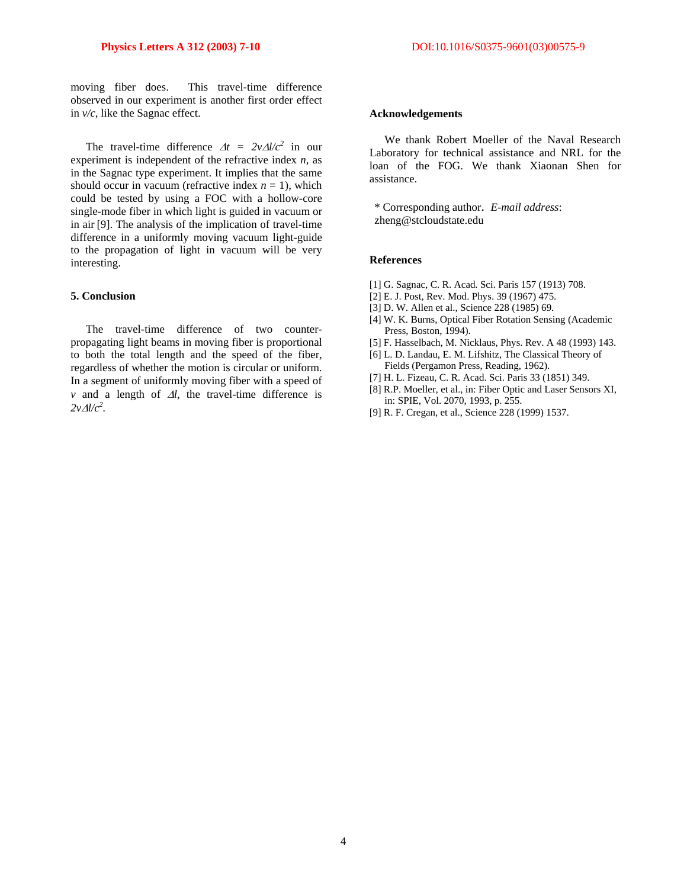moving fiber does. This travel-time difference observed in our experiment is another first order effect in $v/c$, like the Sagnac effect.

The travel-time difference $\Delta t = 2v\Delta l/c^2$ in our experiment is independent of the refractive index $n$, as in the Sagnac type experiment. It implies that the same should occur in vacuum (refractive index $n = 1$), which could be tested by using a FOC with a hollow-core single-mode fiber in which light is guided in vacuum or in air [9]. The analysis of the implication of travel-time difference in a uniformly moving vacuum light-guide to the propagation of light in vacuum will be very interesting.

## 5. Conclusion

The travel-time difference of two counter-propagating light beams in moving fiber is proportional to both the total length and the speed of the fiber, regardless of whether the motion is circular or uniform. In a segment of uniformly moving fiber with a speed of $v$ and a length of $\Delta l$, the travel-time difference is $2v\Delta l/c^2$.

## Acknowledgements

We thank Robert Moeller of the Naval Research Laboratory for technical assistance and NRL for the loan of the FOG. We thank Xiaonan Shen for assistance.

\* Corresponding author. *E-mail address*: zheng@stcloudstate.edu

## References

[1] G. Sagnac, C. R. Acad. Sci. Paris 157 (1913) 708.
[2] E. J. Post, Rev. Mod. Phys. 39 (1967) 475.
[3] D. W. Allen et al., Science 228 (1985) 69.
[4] W. K. Burns, Optical Fiber Rotation Sensing (Academic Press, Boston, 1994).
[5] F. Hasselbach, M. Nicklaus, Phys. Rev. A 48 (1993) 143.
[6] L. D. Landau, E. M. Lifshitz, The Classical Theory of Fields (Pergamon Press, Reading, 1962).
[7] H. L. Fizeau, C. R. Acad. Sci. Paris 33 (1851) 349.
[8] R.P. Moeller, et al., in: Fiber Optic and Laser Sensors XI, in: SPIE, Vol. 2070, 1993, p. 255.
[9] R. F. Cregan, et al., Science 228 (1999) 1537.